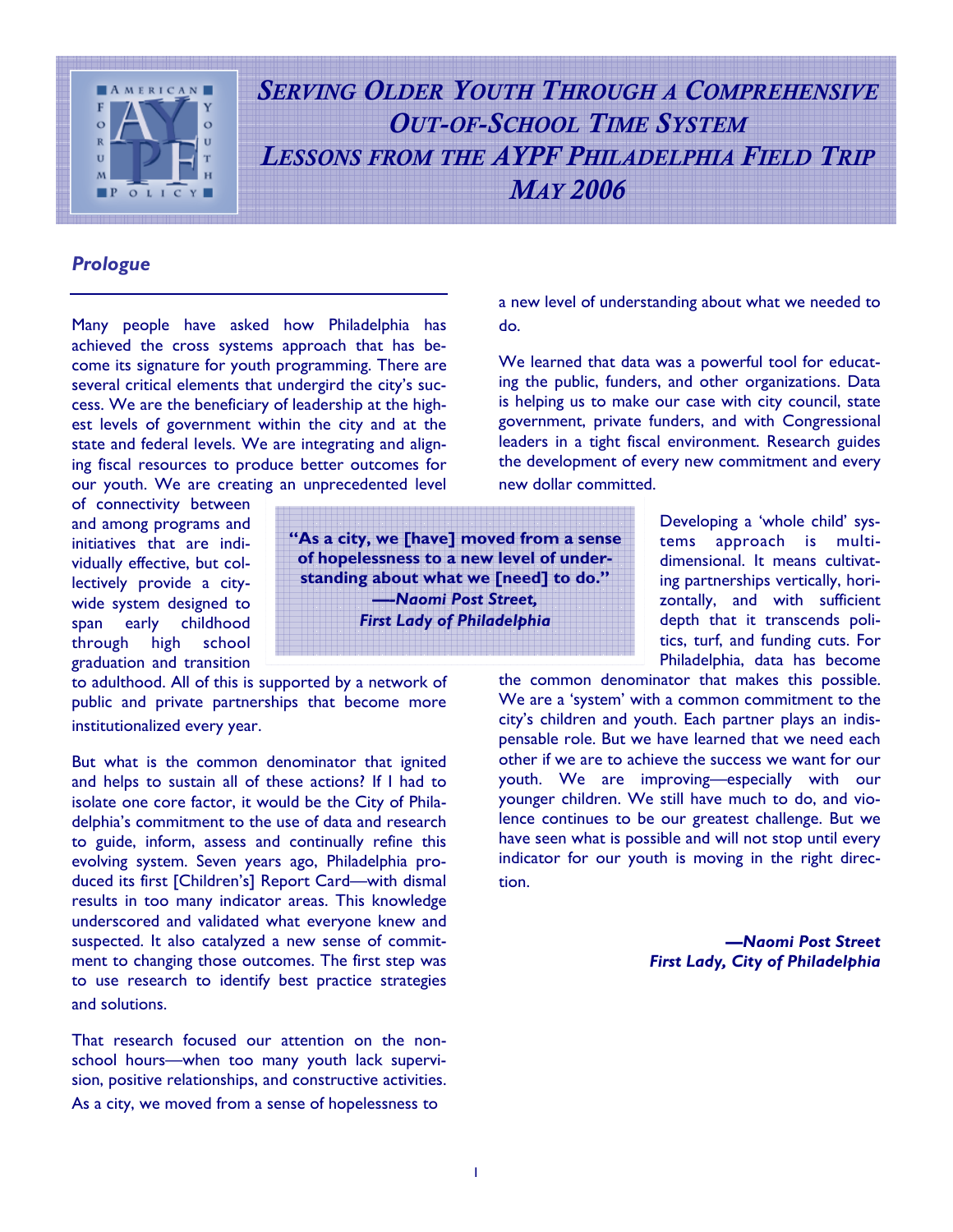# Serving Older Youth Through a Comprehensive Out-of-School Time System
## Lessons from the AYPF Philadelphia Field Trip
## May 2006

### *Prologue*

Many people have asked how Philadelphia has achieved the cross systems approach that has become its signature for youth programming. There are several critical elements that undergird the city's success. We are the beneficiary of leadership at the highest levels of government within the city and at the state and federal levels. We are integrating and aligning fiscal resources to produce better outcomes for our youth. We are creating an unprecedented level of connectivity between and among programs and initiatives that are individually effective, but collectively provide a city-wide system designed to span early childhood through high school graduation and transition to adulthood. All of this is supported by a network of public and private partnerships that become more institutionalized every year.

> **"As a city, we [have] moved from a sense of hopelessness to a new level of understanding about what we [need] to do."**
> ***—Naomi Post Street, First Lady of Philadelphia***

But what is the common denominator that ignited and helps to sustain all of these actions? If I had to isolate one core factor, it would be the City of Philadelphia's commitment to the use of data and research to guide, inform, assess and continually refine this evolving system. Seven years ago, Philadelphia produced its first [Children's] Report Card—with dismal results in too many indicator areas. This knowledge underscored and validated what everyone knew and suspected. It also catalyzed a new sense of commitment to changing those outcomes. The first step was to use research to identify best practice strategies and solutions.

That research focused our attention on the non-school hours—when too many youth lack supervision, positive relationships, and constructive activities. As a city, we moved from a sense of hopelessness to a new level of understanding about what we needed to do.

We learned that data was a powerful tool for educating the public, funders, and other organizations. Data is helping us to make our case with city council, state government, private funders, and with Congressional leaders in a tight fiscal environment. Research guides the development of every new commitment and every new dollar committed.

Developing a 'whole child' systems approach is multi-dimensional. It means cultivating partnerships vertically, horizontally, and with sufficient depth that it transcends politics, turf, and funding cuts. For Philadelphia, data has become the common denominator that makes this possible. We are a 'system' with a common commitment to the city's children and youth. Each partner plays an indispensable role. But we have learned that we need each other if we are to achieve the success we want for our youth. We are improving—especially with our younger children. We still have much to do, and violence continues to be our greatest challenge. But we have seen what is possible and will not stop until every indicator for our youth is moving in the right direction.

***—Naomi Post Street***
***First Lady, City of Philadelphia***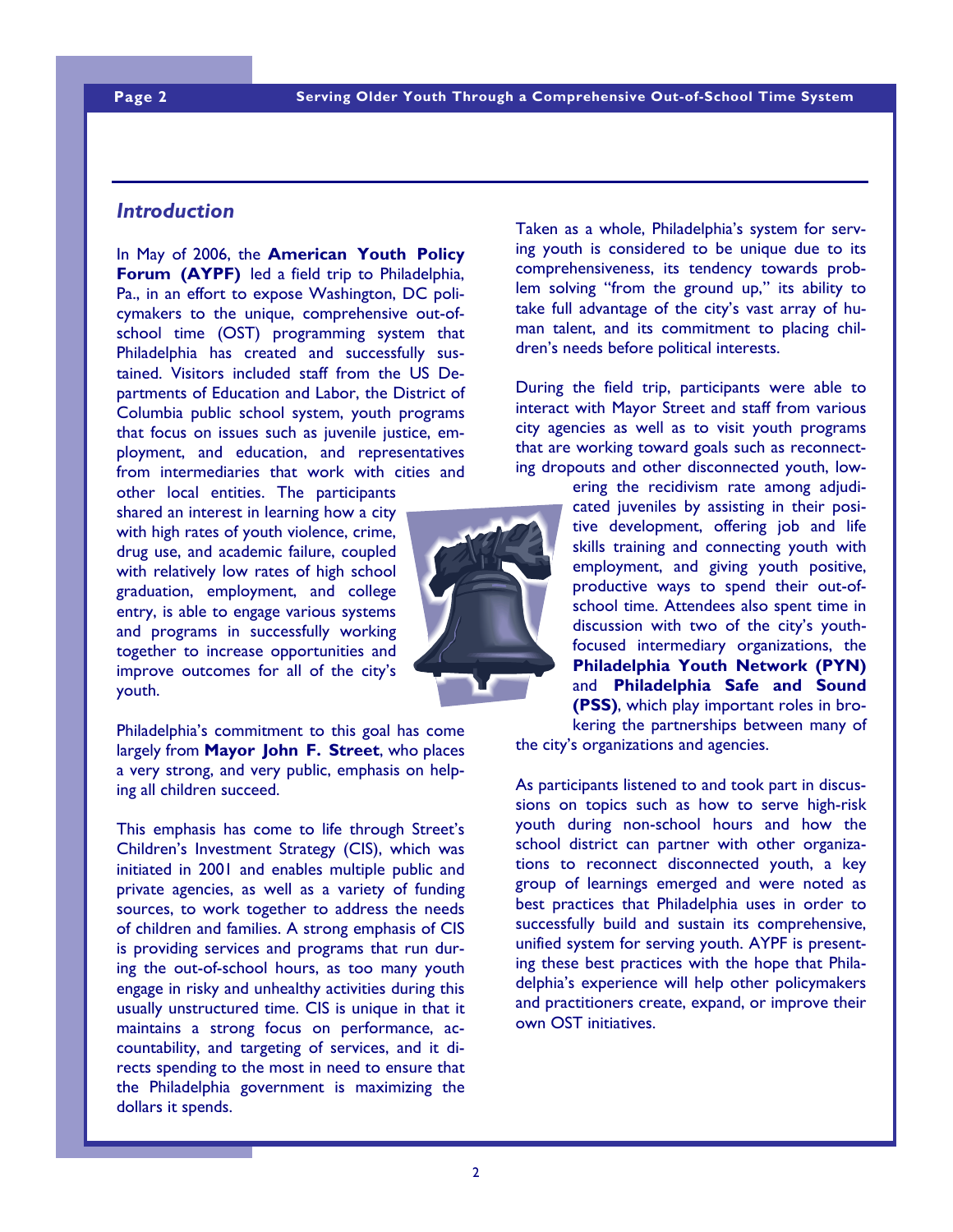## *Introduction*

In May of 2006, the **American Youth Policy Forum (AYPF)** led a field trip to Philadelphia, Pa., in an effort to expose Washington, DC policymakers to the unique, comprehensive out-of-school time (OST) programming system that Philadelphia has created and successfully sustained. Visitors included staff from the US Departments of Education and Labor, the District of Columbia public school system, youth programs that focus on issues such as juvenile justice, employment, and education, and representatives from intermediaries that work with cities and other local entities. The participants shared an interest in learning how a city with high rates of youth violence, crime, drug use, and academic failure, coupled with relatively low rates of high school graduation, employment, and college entry, is able to engage various systems and programs in successfully working together to increase opportunities and improve outcomes for all of the city's youth.

Philadelphia's commitment to this goal has come largely from **Mayor John F. Street**, who places a very strong, and very public, emphasis on helping all children succeed.

This emphasis has come to life through Street's Children's Investment Strategy (CIS), which was initiated in 2001 and enables multiple public and private agencies, as well as a variety of funding sources, to work together to address the needs of children and families. A strong emphasis of CIS is providing services and programs that run during the out-of-school hours, as too many youth engage in risky and unhealthy activities during this usually unstructured time. CIS is unique in that it maintains a strong focus on performance, accountability, and targeting of services, and it directs spending to the most in need to ensure that the Philadelphia government is maximizing the dollars it spends.

Taken as a whole, Philadelphia's system for serving youth is considered to be unique due to its comprehensiveness, its tendency towards problem solving "from the ground up," its ability to take full advantage of the city's vast array of human talent, and its commitment to placing children's needs before political interests.

During the field trip, participants were able to interact with Mayor Street and staff from various city agencies as well as to visit youth programs that are working toward goals such as reconnecting dropouts and other disconnected youth, lowering the recidivism rate among adjudicated juveniles by assisting in their positive development, offering job and life skills training and connecting youth with employment, and giving youth positive, productive ways to spend their out-of-school time. Attendees also spent time in discussion with two of the city's youth-focused intermediary organizations, the **Philadelphia Youth Network (PYN)** and **Philadelphia Safe and Sound (PSS)**, which play important roles in brokering the partnerships between many of the city's organizations and agencies.

As participants listened to and took part in discussions on topics such as how to serve high-risk youth during non-school hours and how the school district can partner with other organizations to reconnect disconnected youth, a key group of learnings emerged and were noted as best practices that Philadelphia uses in order to successfully build and sustain its comprehensive, unified system for serving youth. AYPF is presenting these best practices with the hope that Philadelphia's experience will help other policymakers and practitioners create, expand, or improve their own OST initiatives.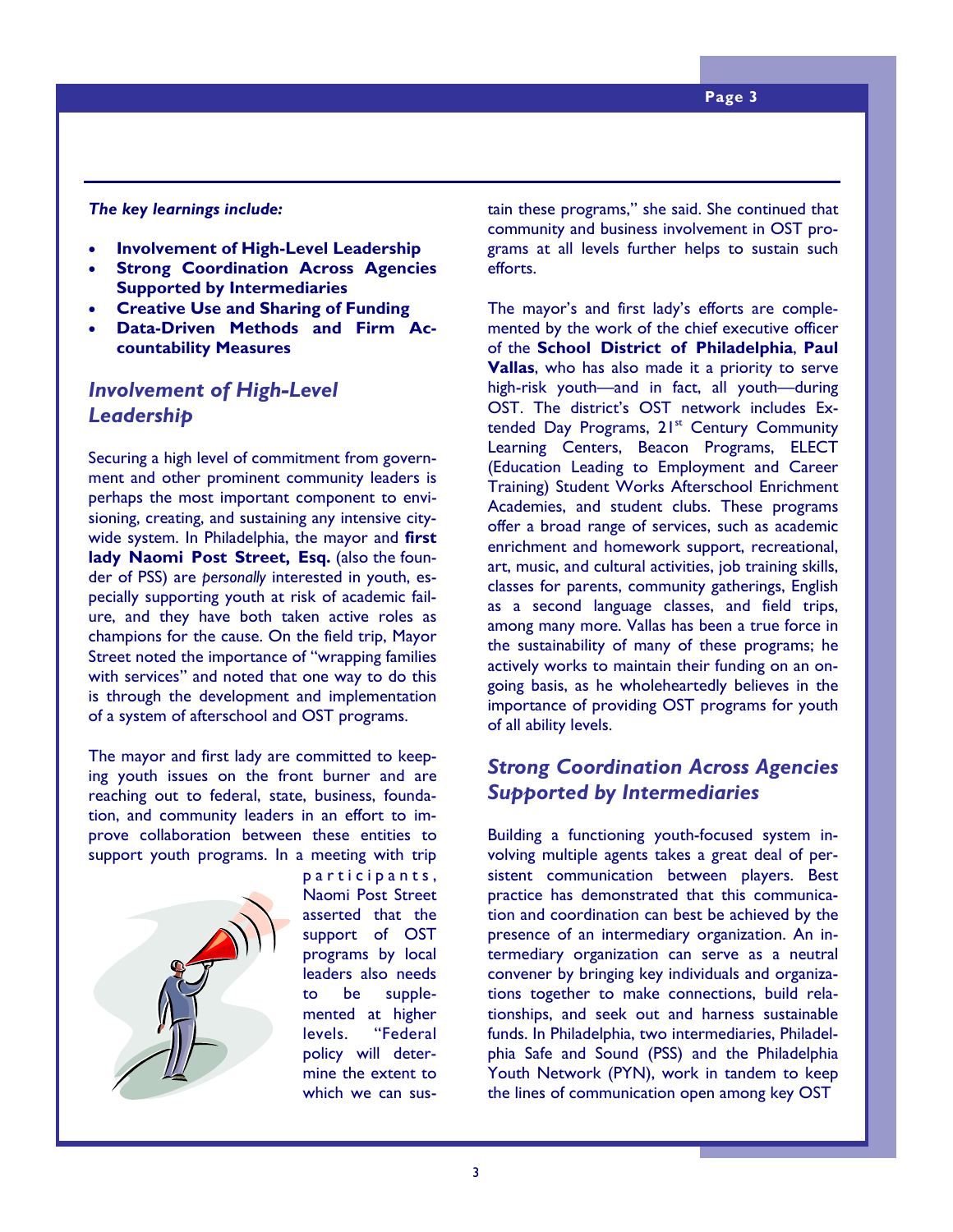***The key learnings include:***

- **Involvement of High-Level Leadership**
- **Strong Coordination Across Agencies Supported by Intermediaries**
- **Creative Use and Sharing of Funding**
- **Data-Driven Methods and Firm Accountability Measures**

## *Involvement of High-Level Leadership*

Securing a high level of commitment from government and other prominent community leaders is perhaps the most important component to envisioning, creating, and sustaining any intensive citywide system. In Philadelphia, the mayor and **first lady Naomi Post Street, Esq.** (also the founder of PSS) are *personally* interested in youth, especially supporting youth at risk of academic failure, and they have both taken active roles as champions for the cause. On the field trip, Mayor Street noted the importance of "wrapping families with services" and noted that one way to do this is through the development and implementation of a system of afterschool and OST programs.

The mayor and first lady are committed to keeping youth issues on the front burner and are reaching out to federal, state, business, foundation, and community leaders in an effort to improve collaboration between these entities to support youth programs. In a meeting with trip participants, Naomi Post Street asserted that the support of OST programs by local leaders also needs to be supplemented at higher levels. "Federal policy will determine the extent to which we can sustain these programs," she said. She continued that community and business involvement in OST programs at all levels further helps to sustain such efforts.

The mayor's and first lady's efforts are complemented by the work of the chief executive officer of the **School District of Philadelphia**, **Paul Vallas**, who has also made it a priority to serve high-risk youth—and in fact, all youth—during OST. The district's OST network includes Extended Day Programs, 21st Century Community Learning Centers, Beacon Programs, ELECT (Education Leading to Employment and Career Training) Student Works Afterschool Enrichment Academies, and student clubs. These programs offer a broad range of services, such as academic enrichment and homework support, recreational, art, music, and cultural activities, job training skills, classes for parents, community gatherings, English as a second language classes, and field trips, among many more. Vallas has been a true force in the sustainability of many of these programs; he actively works to maintain their funding on an ongoing basis, as he wholeheartedly believes in the importance of providing OST programs for youth of all ability levels.

## *Strong Coordination Across Agencies Supported by Intermediaries*

Building a functioning youth-focused system involving multiple agents takes a great deal of persistent communication between players. Best practice has demonstrated that this communication and coordination can best be achieved by the presence of an intermediary organization. An intermediary organization can serve as a neutral convener by bringing key individuals and organizations together to make connections, build relationships, and seek out and harness sustainable funds. In Philadelphia, two intermediaries, Philadelphia Safe and Sound (PSS) and the Philadelphia Youth Network (PYN), work in tandem to keep the lines of communication open among key OST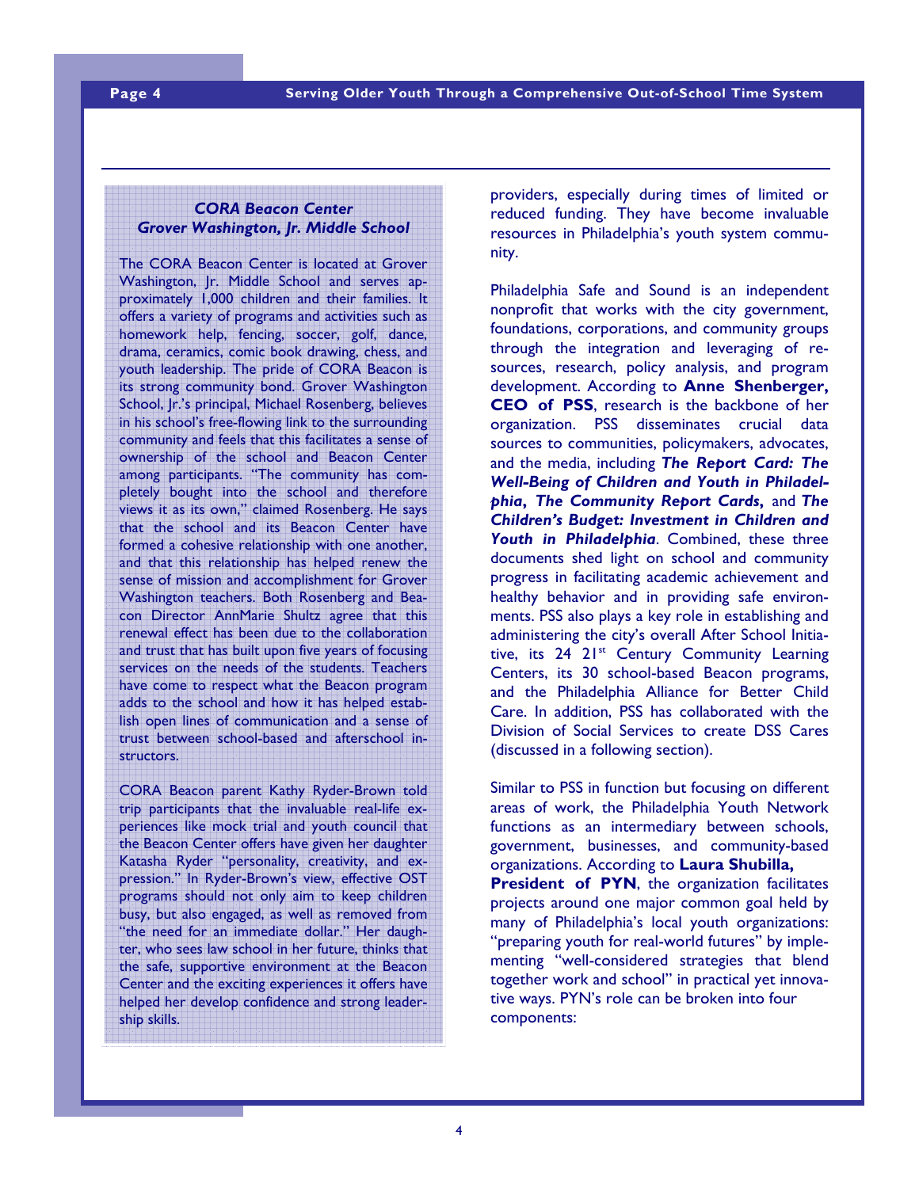### *CORA Beacon Center*
### *Grover Washington, Jr. Middle School*

The CORA Beacon Center is located at Grover Washington, Jr. Middle School and serves approximately 1,000 children and their families. It offers a variety of programs and activities such as homework help, fencing, soccer, golf, dance, drama, ceramics, comic book drawing, chess, and youth leadership. The pride of CORA Beacon is its strong community bond. Grover Washington School, Jr.'s principal, Michael Rosenberg, believes in his school's free-flowing link to the surrounding community and feels that this facilitates a sense of ownership of the school and Beacon Center among participants. "The community has completely bought into the school and therefore views it as its own," claimed Rosenberg. He says that the school and its Beacon Center have formed a cohesive relationship with one another, and that this relationship has helped renew the sense of mission and accomplishment for Grover Washington teachers. Both Rosenberg and Beacon Director AnnMarie Shultz agree that this renewal effect has been due to the collaboration and trust that has built upon five years of focusing services on the needs of the students. Teachers have come to respect what the Beacon program adds to the school and how it has helped establish open lines of communication and a sense of trust between school-based and afterschool instructors.

CORA Beacon parent Kathy Ryder-Brown told trip participants that the invaluable real-life experiences like mock trial and youth council that the Beacon Center offers have given her daughter Katasha Ryder "personality, creativity, and expression." In Ryder-Brown's view, effective OST programs should not only aim to keep children busy, but also engaged, as well as removed from "the need for an immediate dollar." Her daughter, who sees law school in her future, thinks that the safe, supportive environment at the Beacon Center and the exciting experiences it offers have helped her develop confidence and strong leadership skills.

---

providers, especially during times of limited or reduced funding. They have become invaluable resources in Philadelphia's youth system community.

Philadelphia Safe and Sound is an independent nonprofit that works with the city government, foundations, corporations, and community groups through the integration and leveraging of resources, research, policy analysis, and program development. According to **Anne Shenberger, CEO of PSS**, research is the backbone of her organization. PSS disseminates crucial data sources to communities, policymakers, advocates, and the media, including ***The Report Card: The Well-Being of Children and Youth in Philadelphia***, ***The Community Report Cards***, and ***The Children's Budget: Investment in Children and Youth in Philadelphia***. Combined, these three documents shed light on school and community progress in facilitating academic achievement and healthy behavior and in providing safe environments. PSS also plays a key role in establishing and administering the city's overall After School Initiative, its 24 21st Century Community Learning Centers, its 30 school-based Beacon programs, and the Philadelphia Alliance for Better Child Care. In addition, PSS has collaborated with the Division of Social Services to create DSS Cares (discussed in a following section).

Similar to PSS in function but focusing on different areas of work, the Philadelphia Youth Network functions as an intermediary between schools, government, businesses, and community-based organizations. According to **Laura Shubilla, President of PYN**, the organization facilitates projects around one major common goal held by many of Philadelphia's local youth organizations: "preparing youth for real-world futures" by implementing "well-considered strategies that blend together work and school" in practical yet innovative ways. PYN's role can be broken into four components: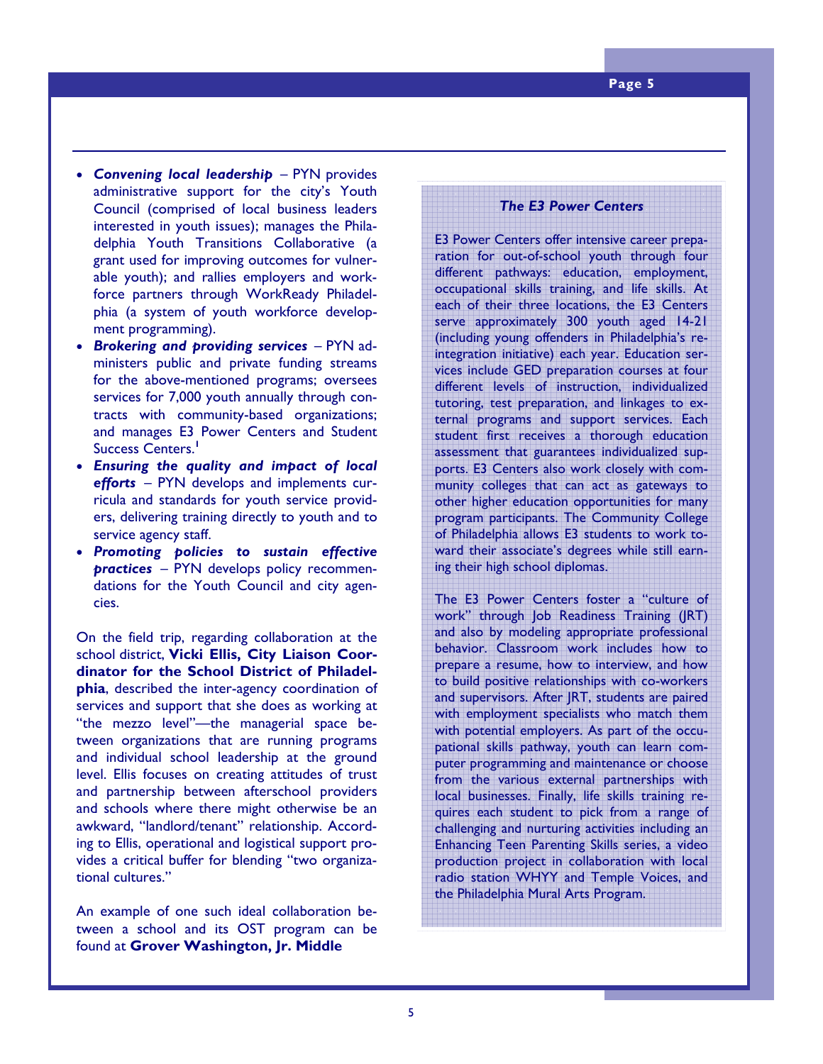- ***Convening local leadership*** – PYN provides administrative support for the city's Youth Council (comprised of local business leaders interested in youth issues); manages the Philadelphia Youth Transitions Collaborative (a grant used for improving outcomes for vulnerable youth); and rallies employers and workforce partners through WorkReady Philadelphia (a system of youth workforce development programming).
- ***Brokering and providing services*** – PYN administers public and private funding streams for the above-mentioned programs; oversees services for 7,000 youth annually through contracts with community-based organizations; and manages E3 Power Centers and Student Success Centers.[1]
- ***Ensuring the quality and impact of local efforts*** – PYN develops and implements curricula and standards for youth service providers, delivering training directly to youth and to service agency staff.
- ***Promoting policies to sustain effective practices*** – PYN develops policy recommendations for the Youth Council and city agencies.

On the field trip, regarding collaboration at the school district, **Vicki Ellis, City Liaison Coordinator for the School District of Philadelphia**, described the inter-agency coordination of services and support that she does as working at "the mezzo level"—the managerial space between organizations that are running programs and individual school leadership at the ground level. Ellis focuses on creating attitudes of trust and partnership between afterschool providers and schools where there might otherwise be an awkward, "landlord/tenant" relationship. According to Ellis, operational and logistical support provides a critical buffer for blending "two organizational cultures."

An example of one such ideal collaboration between a school and its OST program can be found at **Grover Washington, Jr. Middle**

### *The E3 Power Centers*

E3 Power Centers offer intensive career preparation for out-of-school youth through four different pathways: education, employment, occupational skills training, and life skills. At each of their three locations, the E3 Centers serve approximately 300 youth aged 14-21 (including young offenders in Philadelphia's reintegration initiative) each year. Education services include GED preparation courses at four different levels of instruction, individualized tutoring, test preparation, and linkages to external programs and support services. Each student first receives a thorough education assessment that guarantees individualized supports. E3 Centers also work closely with community colleges that can act as gateways to other higher education opportunities for many program participants. The Community College of Philadelphia allows E3 students to work toward their associate's degrees while still earning their high school diplomas.

The E3 Power Centers foster a "culture of work" through Job Readiness Training (JRT) and also by modeling appropriate professional behavior. Classroom work includes how to prepare a resume, how to interview, and how to build positive relationships with co-workers and supervisors. After JRT, students are paired with employment specialists who match them with potential employers. As part of the occupational skills pathway, youth can learn computer programming and maintenance or choose from the various external partnerships with local businesses. Finally, life skills training requires each student to pick from a range of challenging and nurturing activities including an Enhancing Teen Parenting Skills series, a video production project in collaboration with local radio station WHYY and Temple Voices, and the Philadelphia Mural Arts Program.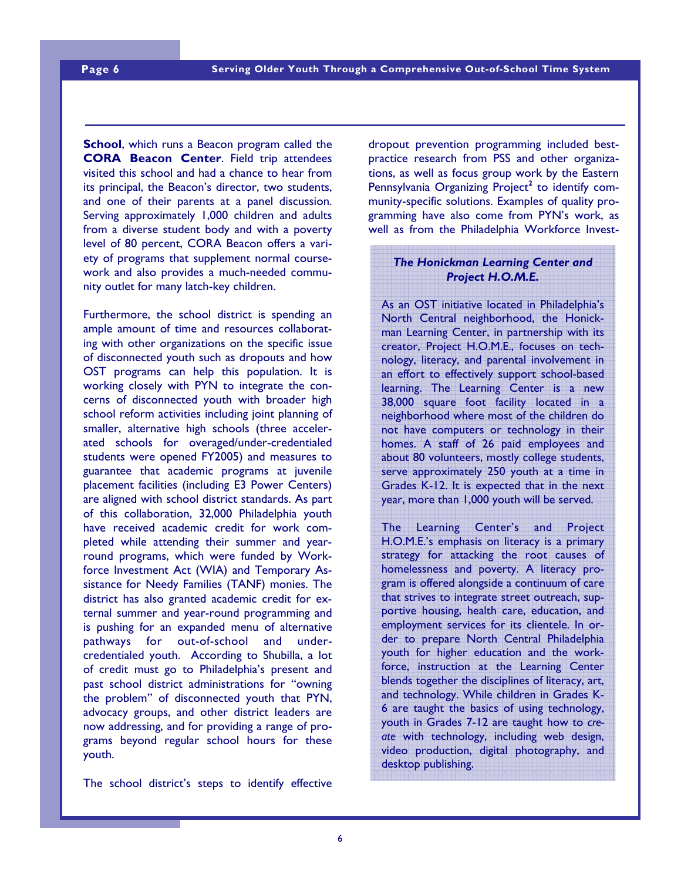**School**, which runs a Beacon program called the **CORA Beacon Center**. Field trip attendees visited this school and had a chance to hear from its principal, the Beacon's director, two students, and one of their parents at a panel discussion. Serving approximately 1,000 children and adults from a diverse student body and with a poverty level of 80 percent, CORA Beacon offers a variety of programs that supplement normal coursework and also provides a much-needed community outlet for many latch-key children.

Furthermore, the school district is spending an ample amount of time and resources collaborating with other organizations on the specific issue of disconnected youth such as dropouts and how OST programs can help this population. It is working closely with PYN to integrate the concerns of disconnected youth with broader high school reform activities including joint planning of smaller, alternative high schools (three accelerated schools for overaged/under-credentialed students were opened FY2005) and measures to guarantee that academic programs at juvenile placement facilities (including E3 Power Centers) are aligned with school district standards. As part of this collaboration, 32,000 Philadelphia youth have received academic credit for work completed while attending their summer and year-round programs, which were funded by Workforce Investment Act (WIA) and Temporary Assistance for Needy Families (TANF) monies. The district has also granted academic credit for external summer and year-round programming and is pushing for an expanded menu of alternative pathways for out-of-school and under-credentialed youth. According to Shubilla, a lot of credit must go to Philadelphia's present and past school district administrations for "owning the problem" of disconnected youth that PYN, advocacy groups, and other district leaders are now addressing, and for providing a range of programs beyond regular school hours for these youth.

The school district's steps to identify effective dropout prevention programming included best-practice research from PSS and other organizations, as well as focus group work by the Eastern Pennsylvania Organizing Project[2] to identify community-specific solutions. Examples of quality programming have also come from PYN's work, as well as from the Philadelphia Workforce Invest-

### *The Honickman Learning Center and Project H.O.M.E.*

As an OST initiative located in Philadelphia's North Central neighborhood, the Honickman Learning Center, in partnership with its creator, Project H.O.M.E., focuses on technology, literacy, and parental involvement in an effort to effectively support school-based learning. The Learning Center is a new 38,000 square foot facility located in a neighborhood where most of the children do not have computers or technology in their homes. A staff of 26 paid employees and about 80 volunteers, mostly college students, serve approximately 250 youth at a time in Grades K-12. It is expected that in the next year, more than 1,000 youth will be served.

The Learning Center's and Project H.O.M.E.'s emphasis on literacy is a primary strategy for attacking the root causes of homelessness and poverty. A literacy program is offered alongside a continuum of care that strives to integrate street outreach, supportive housing, health care, education, and employment services for its clientele. In order to prepare North Central Philadelphia youth for higher education and the workforce, instruction at the Learning Center blends together the disciplines of literacy, art, and technology. While children in Grades K-6 are taught the basics of using technology, youth in Grades 7-12 are taught how to *create* with technology, including web design, video production, digital photography, and desktop publishing.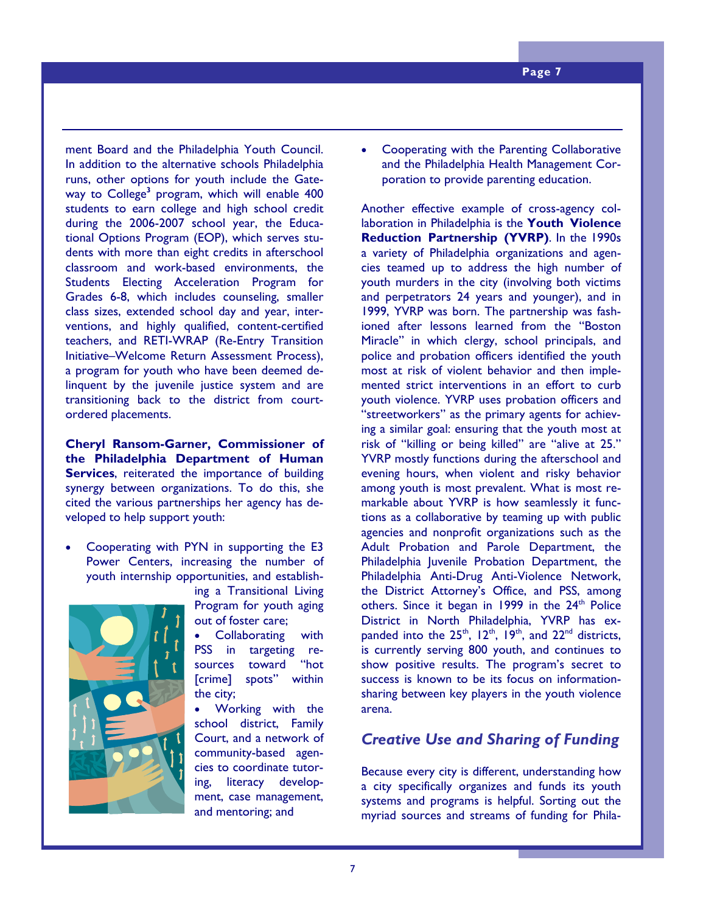ment Board and the Philadelphia Youth Council. In addition to the alternative schools Philadelphia runs, other options for youth include the Gateway to College[3] program, which will enable 400 students to earn college and high school credit during the 2006-2007 school year, the Educational Options Program (EOP), which serves students with more than eight credits in afterschool classroom and work-based environments, the Students Electing Acceleration Program for Grades 6-8, which includes counseling, smaller class sizes, extended school day and year, interventions, and highly qualified, content-certified teachers, and RETI-WRAP (Re-Entry Transition Initiative–Welcome Return Assessment Process), a program for youth who have been deemed delinquent by the juvenile justice system and are transitioning back to the district from court-ordered placements.

**Cheryl Ransom-Garner, Commissioner of the Philadelphia Department of Human Services**, reiterated the importance of building synergy between organizations. To do this, she cited the various partnerships her agency has developed to help support youth:

- Cooperating with PYN in supporting the E3 Power Centers, increasing the number of youth internship opportunities, and establishing a Transitional Living Program for youth aging out of foster care;
- Collaborating with PSS in targeting resources toward "hot [crime] spots" within the city;
- Working with the school district, Family Court, and a network of community-based agencies to coordinate tutoring, literacy development, case management, and mentoring; and
- Cooperating with the Parenting Collaborative and the Philadelphia Health Management Corporation to provide parenting education.

Another effective example of cross-agency collaboration in Philadelphia is the **Youth Violence Reduction Partnership (YVRP)**. In the 1990s a variety of Philadelphia organizations and agencies teamed up to address the high number of youth murders in the city (involving both victims and perpetrators 24 years and younger), and in 1999, YVRP was born. The partnership was fashioned after lessons learned from the "Boston Miracle" in which clergy, school principals, and police and probation officers identified the youth most at risk of violent behavior and then implemented strict interventions in an effort to curb youth violence. YVRP uses probation officers and "streetworkers" as the primary agents for achieving a similar goal: ensuring that the youth most at risk of "killing or being killed" are "alive at 25." YVRP mostly functions during the afterschool and evening hours, when violent and risky behavior among youth is most prevalent. What is most remarkable about YVRP is how seamlessly it functions as a collaborative by teaming up with public agencies and nonprofit organizations such as the Adult Probation and Parole Department, the Philadelphia Juvenile Probation Department, the Philadelphia Anti-Drug Anti-Violence Network, the District Attorney's Office, and PSS, among others. Since it began in 1999 in the 24th Police District in North Philadelphia, YVRP has expanded into the 25th, 12th, 19th, and 22nd districts, is currently serving 800 youth, and continues to show positive results. The program's secret to success is known to be its focus on information-sharing between key players in the youth violence arena.

## *Creative Use and Sharing of Funding*

Because every city is different, understanding how a city specifically organizes and funds its youth systems and programs is helpful. Sorting out the myriad sources and streams of funding for Phila-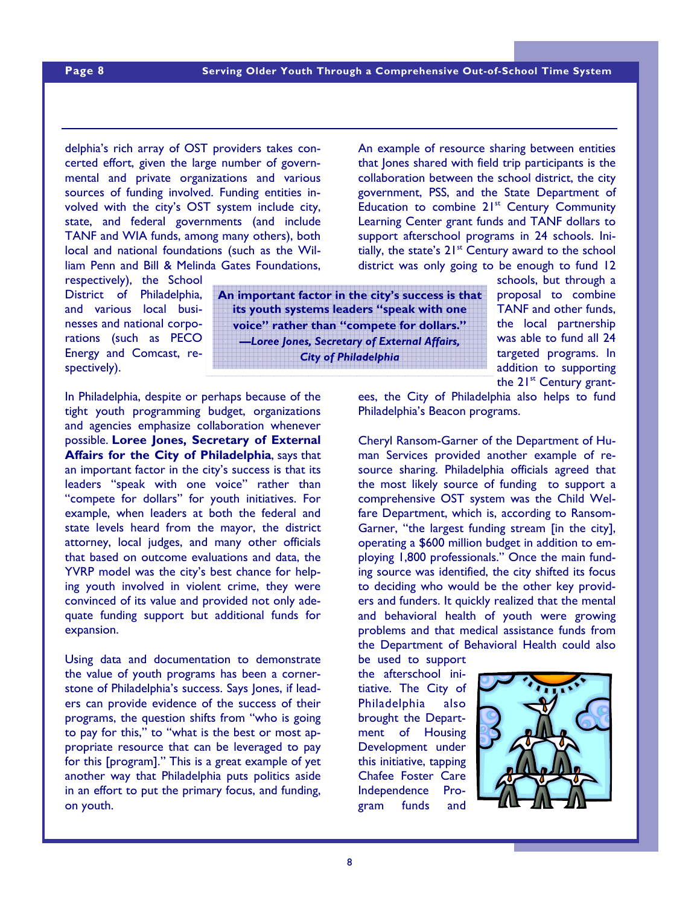delphia's rich array of OST providers takes concerted effort, given the large number of governmental and private organizations and various sources of funding involved. Funding entities involved with the city's OST system include city, state, and federal governments (and include TANF and WIA funds, among many others), both local and national foundations (such as the William Penn and Bill & Melinda Gates Foundations, respectively), the School District of Philadelphia, and various local businesses and national corporations (such as PECO Energy and Comcast, respectively).

> **An important factor in the city's success is that its youth systems leaders "speak with one voice" rather than "compete for dollars."**
> ***—Loree Jones, Secretary of External Affairs, City of Philadelphia***

In Philadelphia, despite or perhaps because of the tight youth programming budget, organizations and agencies emphasize collaboration whenever possible. **Loree Jones, Secretary of External Affairs for the City of Philadelphia**, says that an important factor in the city's success is that its leaders "speak with one voice" rather than "compete for dollars" for youth initiatives. For example, when leaders at both the federal and state levels heard from the mayor, the district attorney, local judges, and many other officials that based on outcome evaluations and data, the YVRP model was the city's best chance for helping youth involved in violent crime, they were convinced of its value and provided not only adequate funding support but additional funds for expansion.

Using data and documentation to demonstrate the value of youth programs has been a cornerstone of Philadelphia's success. Says Jones, if leaders can provide evidence of the success of their programs, the question shifts from "who is going to pay for this," to "what is the best or most appropriate resource that can be leveraged to pay for this [program]." This is a great example of yet another way that Philadelphia puts politics aside in an effort to put the primary focus, and funding, on youth.

An example of resource sharing between entities that Jones shared with field trip participants is the collaboration between the school district, the city government, PSS, and the State Department of Education to combine 21st Century Community Learning Center grant funds and TANF dollars to support afterschool programs in 24 schools. Initially, the state's 21st Century award to the school district was only going to be enough to fund 12 schools, but through a proposal to combine TANF and other funds, the local partnership was able to fund all 24 targeted programs. In addition to supporting the 21st Century grantees, the City of Philadelphia also helps to fund Philadelphia's Beacon programs.

Cheryl Ransom-Garner of the Department of Human Services provided another example of resource sharing. Philadelphia officials agreed that the most likely source of funding to support a comprehensive OST system was the Child Welfare Department, which is, according to Ransom-Garner, "the largest funding stream [in the city], operating a $600 million budget in addition to employing 1,800 professionals." Once the main funding source was identified, the city shifted its focus to deciding who would be the other key providers and funders. It quickly realized that the mental and behavioral health of youth were growing problems and that medical assistance funds from the Department of Behavioral Health could also be used to support the afterschool initiative. The City of Philadelphia also brought the Department of Housing Development under this initiative, tapping Chafee Foster Care Independence Program funds and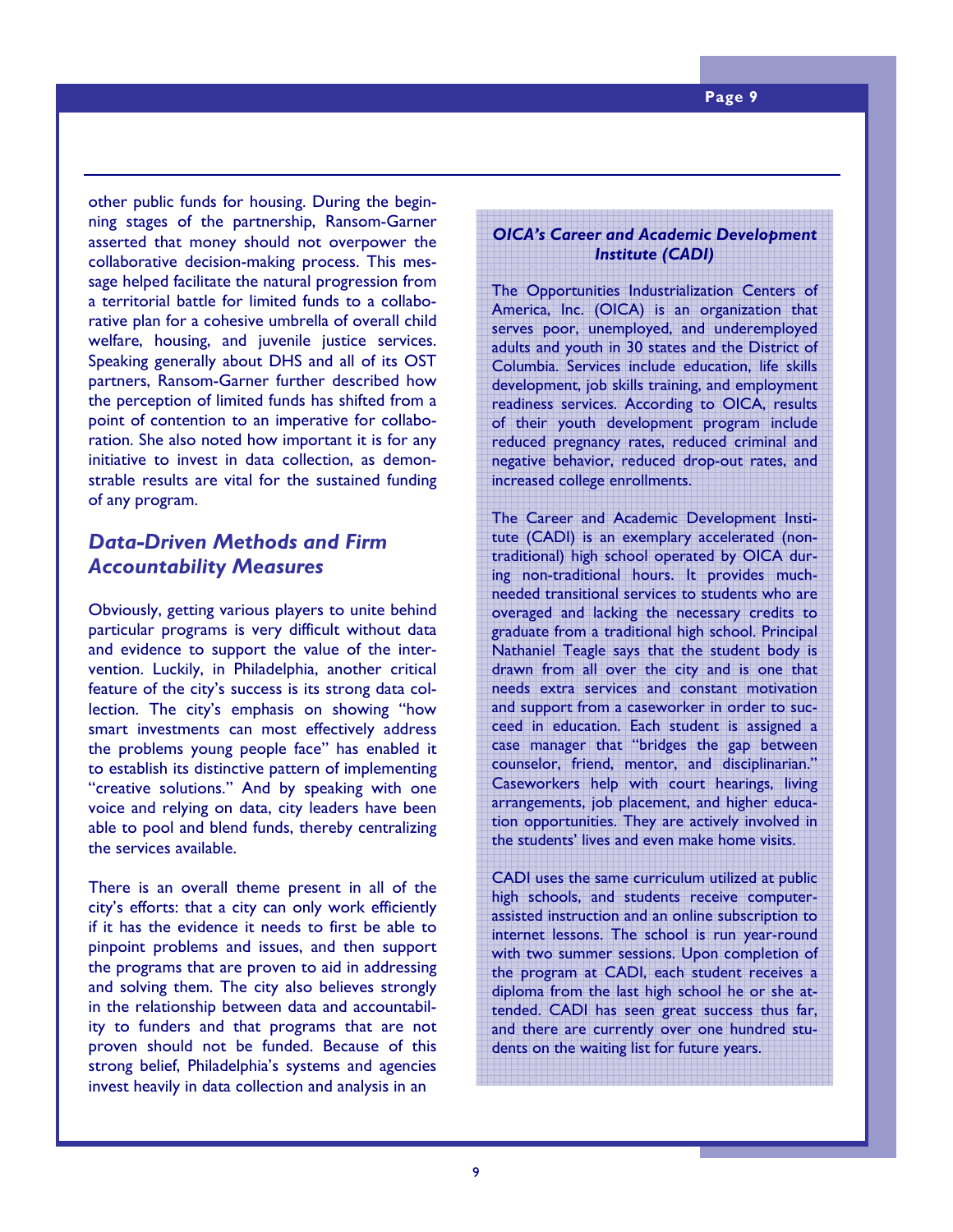other public funds for housing. During the beginning stages of the partnership, Ransom-Garner asserted that money should not overpower the collaborative decision-making process. This message helped facilitate the natural progression from a territorial battle for limited funds to a collaborative plan for a cohesive umbrella of overall child welfare, housing, and juvenile justice services. Speaking generally about DHS and all of its OST partners, Ransom-Garner further described how the perception of limited funds has shifted from a point of contention to an imperative for collaboration. She also noted how important it is for any initiative to invest in data collection, as demonstrable results are vital for the sustained funding of any program.

## *Data-Driven Methods and Firm Accountability Measures*

Obviously, getting various players to unite behind particular programs is very difficult without data and evidence to support the value of the intervention. Luckily, in Philadelphia, another critical feature of the city's success is its strong data collection. The city's emphasis on showing "how smart investments can most effectively address the problems young people face" has enabled it to establish its distinctive pattern of implementing "creative solutions." And by speaking with one voice and relying on data, city leaders have been able to pool and blend funds, thereby centralizing the services available.

There is an overall theme present in all of the city's efforts: that a city can only work efficiently if it has the evidence it needs to first be able to pinpoint problems and issues, and then support the programs that are proven to aid in addressing and solving them. The city also believes strongly in the relationship between data and accountability to funders and that programs that are not proven should not be funded. Because of this strong belief, Philadelphia's systems and agencies invest heavily in data collection and analysis in an

### *OICA's Career and Academic Development Institute (CADI)*

The Opportunities Industrialization Centers of America, Inc. (OICA) is an organization that serves poor, unemployed, and underemployed adults and youth in 30 states and the District of Columbia. Services include education, life skills development, job skills training, and employment readiness services. According to OICA, results of their youth development program include reduced pregnancy rates, reduced criminal and negative behavior, reduced drop-out rates, and increased college enrollments.

The Career and Academic Development Institute (CADI) is an exemplary accelerated (non-traditional) high school operated by OICA during non-traditional hours. It provides much-needed transitional services to students who are overaged and lacking the necessary credits to graduate from a traditional high school. Principal Nathaniel Teagle says that the student body is drawn from all over the city and is one that needs extra services and constant motivation and support from a caseworker in order to succeed in education. Each student is assigned a case manager that "bridges the gap between counselor, friend, mentor, and disciplinarian." Caseworkers help with court hearings, living arrangements, job placement, and higher education opportunities. They are actively involved in the students' lives and even make home visits.

CADI uses the same curriculum utilized at public high schools, and students receive computer-assisted instruction and an online subscription to internet lessons. The school is run year-round with two summer sessions. Upon completion of the program at CADI, each student receives a diploma from the last high school he or she attended. CADI has seen great success thus far, and there are currently over one hundred students on the waiting list for future years.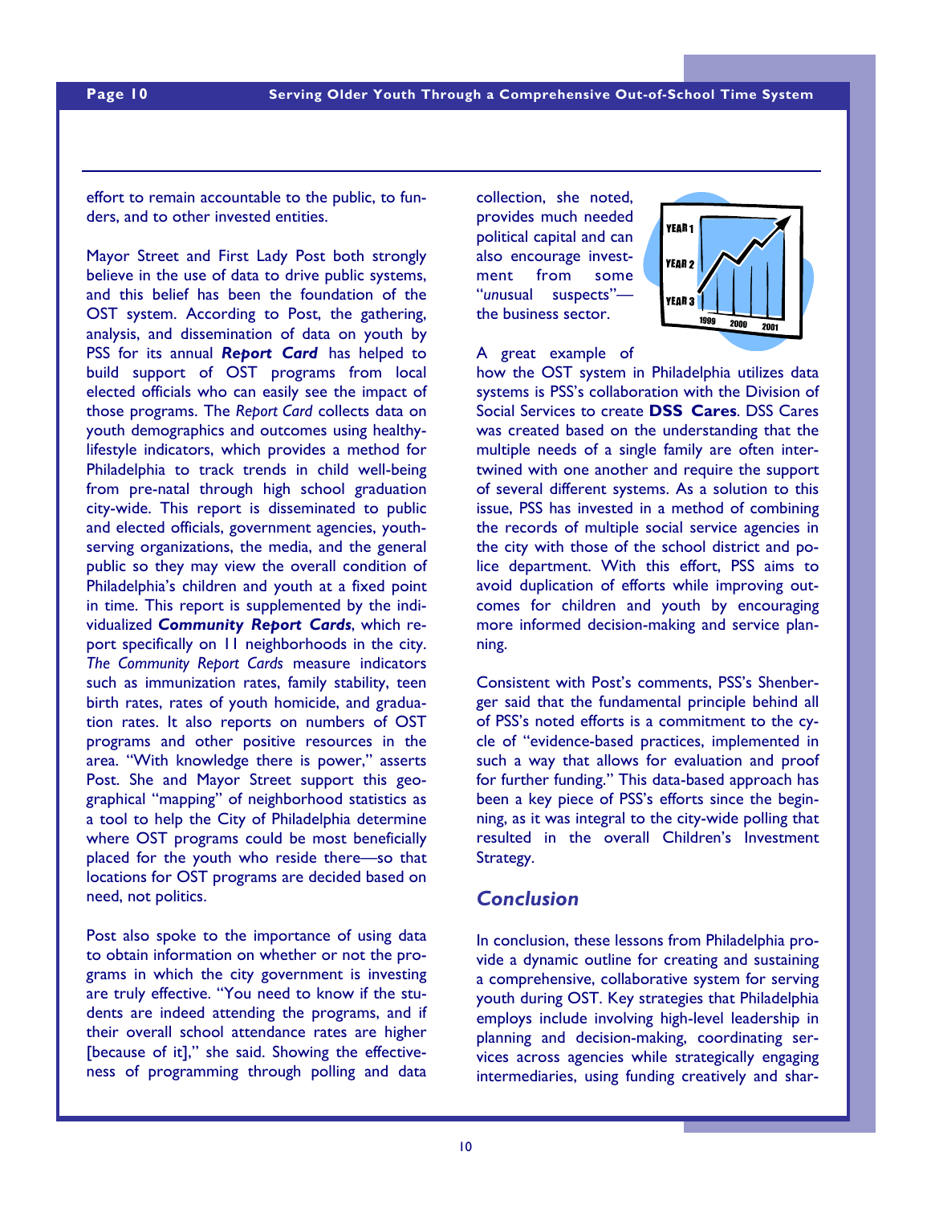effort to remain accountable to the public, to funders, and to other invested entities.

Mayor Street and First Lady Post both strongly believe in the use of data to drive public systems, and this belief has been the foundation of the OST system. According to Post, the gathering, analysis, and dissemination of data on youth by PSS for its annual ***Report Card*** has helped to build support of OST programs from local elected officials who can easily see the impact of those programs. The *Report Card* collects data on youth demographics and outcomes using healthy-lifestyle indicators, which provides a method for Philadelphia to track trends in child well-being from pre-natal through high school graduation city-wide. This report is disseminated to public and elected officials, government agencies, youth-serving organizations, the media, and the general public so they may view the overall condition of Philadelphia's children and youth at a fixed point in time. This report is supplemented by the individualized ***Community Report Cards***, which report specifically on 11 neighborhoods in the city. *The Community Report Cards* measure indicators such as immunization rates, family stability, teen birth rates, rates of youth homicide, and graduation rates. It also reports on numbers of OST programs and other positive resources in the area. "With knowledge there is power," asserts Post. She and Mayor Street support this geographical "mapping" of neighborhood statistics as a tool to help the City of Philadelphia determine where OST programs could be most beneficially placed for the youth who reside there—so that locations for OST programs are decided based on need, not politics.

Post also spoke to the importance of using data to obtain information on whether or not the programs in which the city government is investing are truly effective. "You need to know if the students are indeed attending the programs, and if their overall school attendance rates are higher [because of it]," she said. Showing the effectiveness of programming through polling and data collection, she noted, provides much needed political capital and can also encourage investment from some "*un*usual suspects"—the business sector.

A great example of how the OST system in Philadelphia utilizes data systems is PSS's collaboration with the Division of Social Services to create **DSS Cares**. DSS Cares was created based on the understanding that the multiple needs of a single family are often intertwined with one another and require the support of several different systems. As a solution to this issue, PSS has invested in a method of combining the records of multiple social service agencies in the city with those of the school district and police department. With this effort, PSS aims to avoid duplication of efforts while improving outcomes for children and youth by encouraging more informed decision-making and service planning.

Consistent with Post's comments, PSS's Shenberger said that the fundamental principle behind all of PSS's noted efforts is a commitment to the cycle of "evidence-based practices, implemented in such a way that allows for evaluation and proof for further funding." This data-based approach has been a key piece of PSS's efforts since the beginning, as it was integral to the city-wide polling that resulted in the overall Children's Investment Strategy.

## *Conclusion*

In conclusion, these lessons from Philadelphia provide a dynamic outline for creating and sustaining a comprehensive, collaborative system for serving youth during OST. Key strategies that Philadelphia employs include involving high-level leadership in planning and decision-making, coordinating services across agencies while strategically engaging intermediaries, using funding creatively and shar-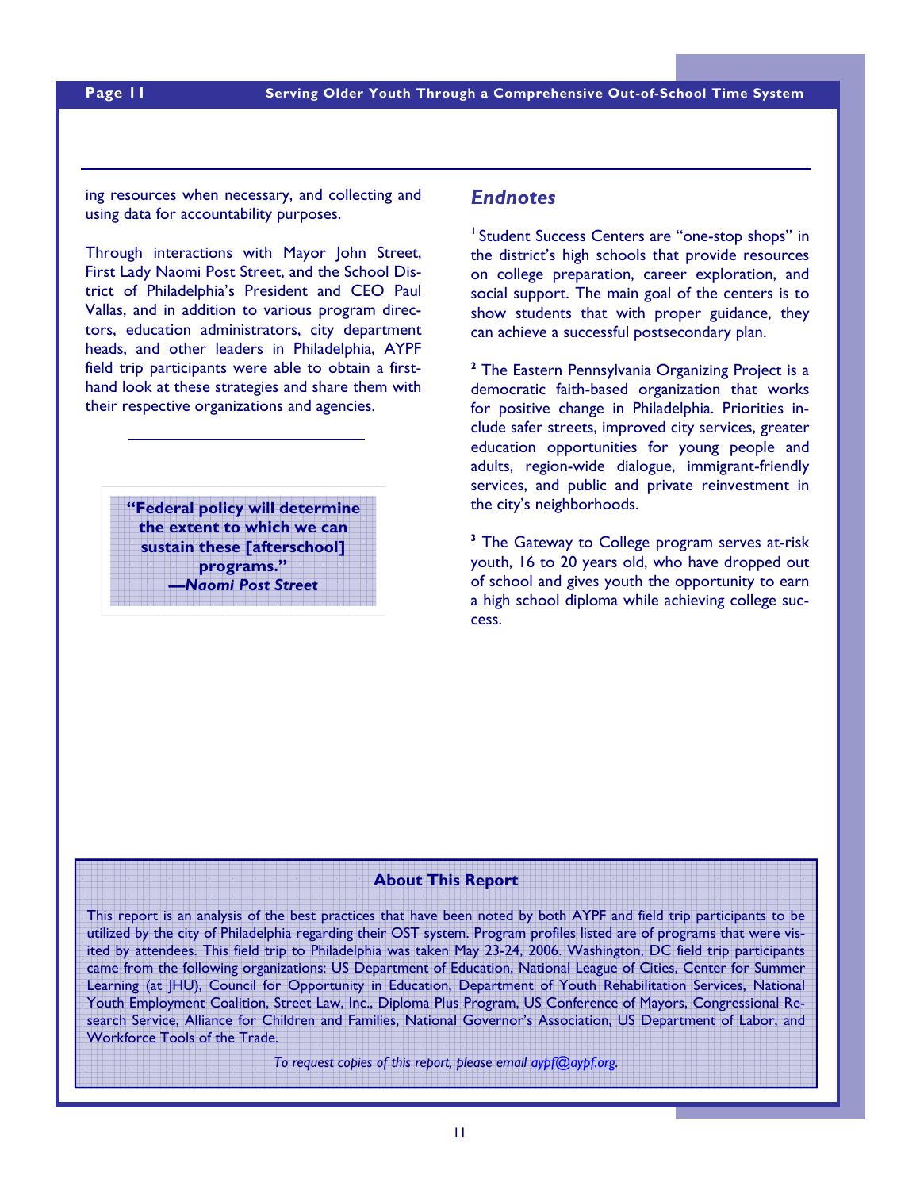ing resources when necessary, and collecting and using data for accountability purposes.

Through interactions with Mayor John Street, First Lady Naomi Post Street, and the School District of Philadelphia's President and CEO Paul Vallas, and in addition to various program directors, education administrators, city department heads, and other leaders in Philadelphia, AYPF field trip participants were able to obtain a first-hand look at these strategies and share them with their respective organizations and agencies.

> **"Federal policy will determine the extent to which we can sustain these [afterschool] programs."**
> ***—Naomi Post Street***

## Endnotes

[1] Student Success Centers are "one-stop shops" in the district's high schools that provide resources on college preparation, career exploration, and social support. The main goal of the centers is to show students that with proper guidance, they can achieve a successful postsecondary plan.

[2] The Eastern Pennsylvania Organizing Project is a democratic faith-based organization that works for positive change in Philadelphia. Priorities include safer streets, improved city services, greater education opportunities for young people and adults, region-wide dialogue, immigrant-friendly services, and public and private reinvestment in the city's neighborhoods.

[3] The Gateway to College program serves at-risk youth, 16 to 20 years old, who have dropped out of school and gives youth the opportunity to earn a high school diploma while achieving college success.

### About This Report

This report is an analysis of the best practices that have been noted by both AYPF and field trip participants to be utilized by the city of Philadelphia regarding their OST system. Program profiles listed are of programs that were visited by attendees. This field trip to Philadelphia was taken May 23-24, 2006. Washington, DC field trip participants came from the following organizations: US Department of Education, National League of Cities, Center for Summer Learning (at JHU), Council for Opportunity in Education, Department of Youth Rehabilitation Services, National Youth Employment Coalition, Street Law, Inc., Diploma Plus Program, US Conference of Mayors, Congressional Research Service, Alliance for Children and Families, National Governor's Association, US Department of Labor, and Workforce Tools of the Trade.

*To request copies of this report, please email aypf@aypf.org.*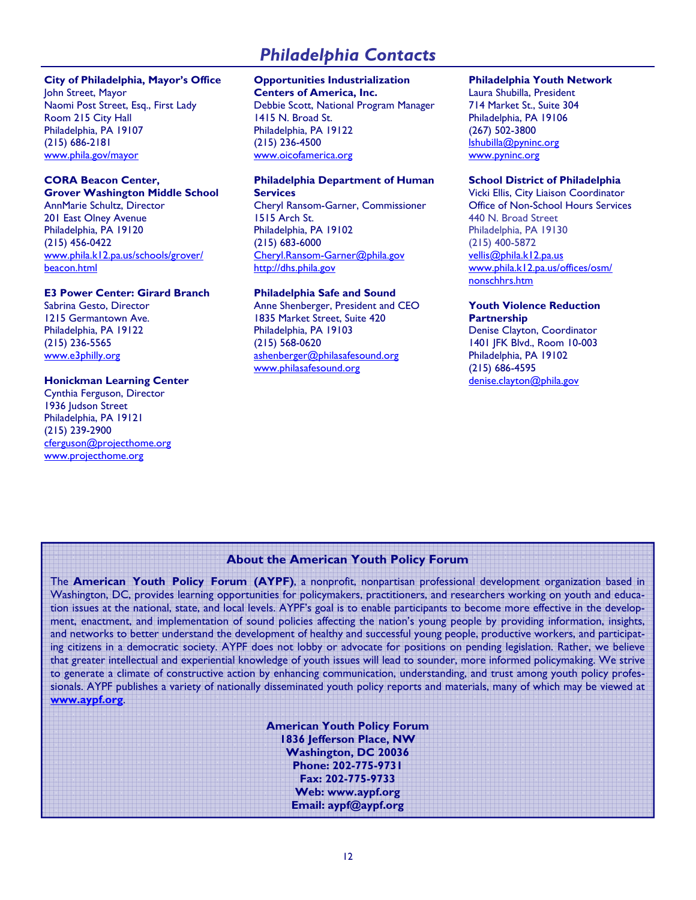# Philadelphia Contacts

**City of Philadelphia, Mayor's Office**
John Street, Mayor
Naomi Post Street, Esq., First Lady
Room 215 City Hall
Philadelphia, PA 19107
(215) 686-2181
www.phila.gov/mayor

**CORA Beacon Center, Grover Washington Middle School**
AnnMarie Schultz, Director
201 East Olney Avenue
Philadelphia, PA 19120
(215) 456-0422
www.phila.k12.pa.us/schools/grover/beacon.html

**E3 Power Center: Girard Branch**
Sabrina Gesto, Director
1215 Germantown Ave.
Philadelphia, PA 19122
(215) 236-5565
www.e3philly.org

**Honickman Learning Center**
Cynthia Ferguson, Director
1936 Judson Street
Philadelphia, PA 19121
(215) 239-2900
cferguson@projecthome.org
www.projecthome.org

**Opportunities Industrialization Centers of America, Inc.**
Debbie Scott, National Program Manager
1415 N. Broad St.
Philadelphia, PA 19122
(215) 236-4500
www.oicofamerica.org

**Philadelphia Department of Human Services**
Cheryl Ransom-Garner, Commissioner
1515 Arch St.
Philadelphia, PA 19102
(215) 683-6000
Cheryl.Ransom-Garner@phila.gov
http://dhs.phila.gov

**Philadelphia Safe and Sound**
Anne Shenberger, President and CEO
1835 Market Street, Suite 420
Philadelphia, PA 19103
(215) 568-0620
ashenberger@philasafesound.org
www.philasafesound.org

**Philadelphia Youth Network**
Laura Shubilla, President
714 Market St., Suite 304
Philadelphia, PA 19106
(267) 502-3800
lshubilla@pyninc.org
www.pyninc.org

**School District of Philadelphia**
Vicki Ellis, City Liaison Coordinator
Office of Non-School Hours Services
440 N. Broad Street
Philadelphia, PA 19130
(215) 400-5872
vellis@phila.k12.pa.us
www.phila.k12.pa.us/offices/osm/nonschhrs.htm

**Youth Violence Reduction Partnership**
Denise Clayton, Coordinator
1401 JFK Blvd., Room 10-003
Philadelphia, PA 19102
(215) 686-4595
denise.clayton@phila.gov

## About the American Youth Policy Forum

The **American Youth Policy Forum (AYPF)**, a nonprofit, nonpartisan professional development organization based in Washington, DC, provides learning opportunities for policymakers, practitioners, and researchers working on youth and education issues at the national, state, and local levels. AYPF's goal is to enable participants to become more effective in the development, enactment, and implementation of sound policies affecting the nation's young people by providing information, insights, and networks to better understand the development of healthy and successful young people, productive workers, and participating citizens in a democratic society. AYPF does not lobby or advocate for positions on pending legislation. Rather, we believe that greater intellectual and experiential knowledge of youth issues will lead to sounder, more informed policymaking. We strive to generate a climate of constructive action by enhancing communication, understanding, and trust among youth policy professionals. AYPF publishes a variety of nationally disseminated youth policy reports and materials, many of which may be viewed at **www.aypf.org**.

**American Youth Policy Forum**
**1836 Jefferson Place, NW**
**Washington, DC 20036**
**Phone: 202-775-9731**
**Fax: 202-775-9733**
**Web: www.aypf.org**
**Email: aypf@aypf.org**